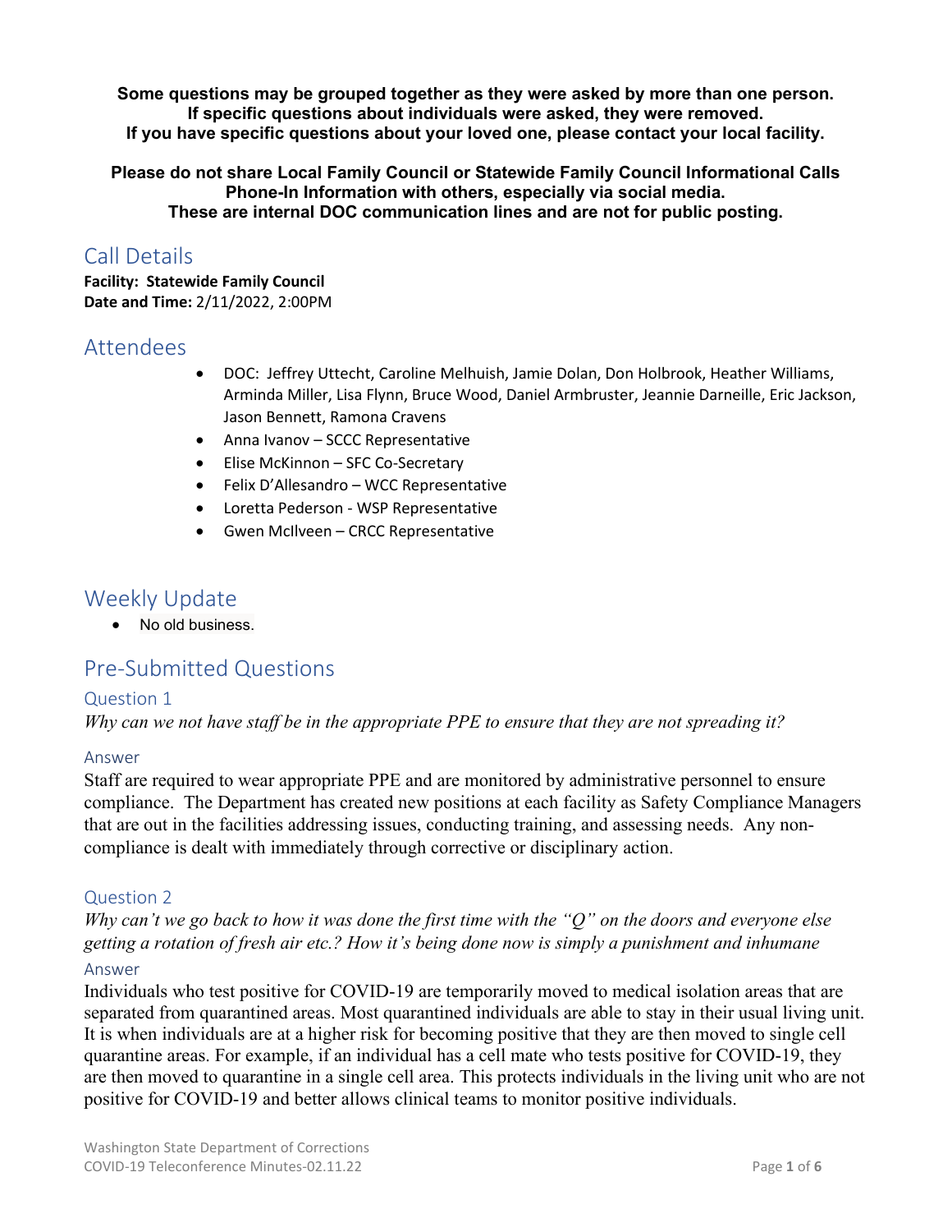**Some questions may be grouped together as they were asked by more than one person.**
**If specific questions about individuals were asked, they were removed.**
**If you have specific questions about your loved one, please contact your local facility.**

**Please do not share Local Family Council or Statewide Family Council Informational Calls Phone-In Information with others, especially via social media.**
**These are internal DOC communication lines and are not for public posting.**

## Call Details

**Facility: Statewide Family Council**
**Date and Time:** 2/11/2022, 2:00PM

## Attendees

- DOC: Jeffrey Uttecht, Caroline Melhuish, Jamie Dolan, Don Holbrook, Heather Williams, Arminda Miller, Lisa Flynn, Bruce Wood, Daniel Armbruster, Jeannie Darneille, Eric Jackson, Jason Bennett, Ramona Cravens
- Anna Ivanov – SCCC Representative
- Elise McKinnon – SFC Co-Secretary
- Felix D'Allesandro – WCC Representative
- Loretta Pederson - WSP Representative
- Gwen McIlveen – CRCC Representative

## Weekly Update

- No old business.

## Pre-Submitted Questions

### Question 1

*Why can we not have staff be in the appropriate PPE to ensure that they are not spreading it?*

#### Answer

Staff are required to wear appropriate PPE and are monitored by administrative personnel to ensure compliance. The Department has created new positions at each facility as Safety Compliance Managers that are out in the facilities addressing issues, conducting training, and assessing needs. Any non-compliance is dealt with immediately through corrective or disciplinary action.

### Question 2

*Why can't we go back to how it was done the first time with the "Q" on the doors and everyone else getting a rotation of fresh air etc.? How it's being done now is simply a punishment and inhumane*

#### Answer

Individuals who test positive for COVID-19 are temporarily moved to medical isolation areas that are separated from quarantined areas. Most quarantined individuals are able to stay in their usual living unit. It is when individuals are at a higher risk for becoming positive that they are then moved to single cell quarantine areas. For example, if an individual has a cell mate who tests positive for COVID-19, they are then moved to quarantine in a single cell area. This protects individuals in the living unit who are not positive for COVID-19 and better allows clinical teams to monitor positive individuals.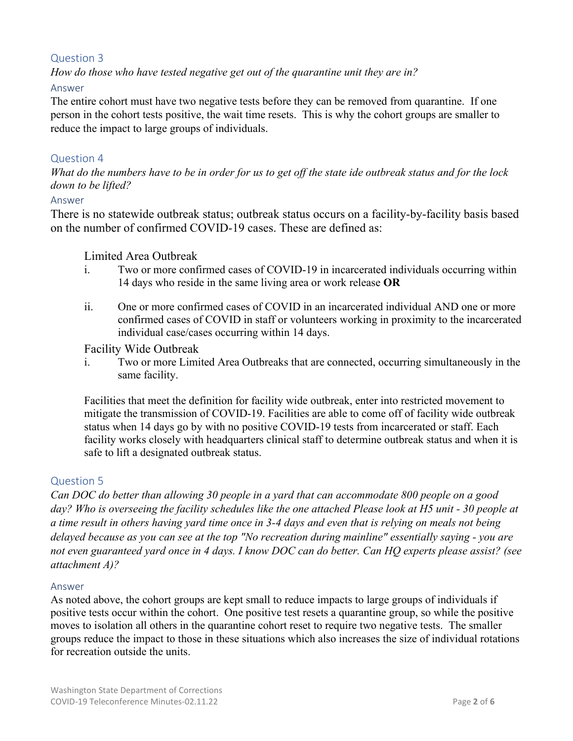## Question 3

*How do those who have tested negative get out of the quarantine unit they are in?*

### Answer

The entire cohort must have two negative tests before they can be removed from quarantine. If one person in the cohort tests positive, the wait time resets. This is why the cohort groups are smaller to reduce the impact to large groups of individuals.

## Question 4

*What do the numbers have to be in order for us to get off the state ide outbreak status and for the lock down to be lifted?*

### Answer

There is no statewide outbreak status; outbreak status occurs on a facility-by-facility basis based on the number of confirmed COVID-19 cases. These are defined as:

Limited Area Outbreak

i. Two or more confirmed cases of COVID-19 in incarcerated individuals occurring within 14 days who reside in the same living area or work release **OR**

ii. One or more confirmed cases of COVID in an incarcerated individual AND one or more confirmed cases of COVID in staff or volunteers working in proximity to the incarcerated individual case/cases occurring within 14 days.

Facility Wide Outbreak

i. Two or more Limited Area Outbreaks that are connected, occurring simultaneously in the same facility.

Facilities that meet the definition for facility wide outbreak, enter into restricted movement to mitigate the transmission of COVID-19. Facilities are able to come off of facility wide outbreak status when 14 days go by with no positive COVID-19 tests from incarcerated or staff. Each facility works closely with headquarters clinical staff to determine outbreak status and when it is safe to lift a designated outbreak status.

## Question 5

*Can DOC do better than allowing 30 people in a yard that can accommodate 800 people on a good day? Who is overseeing the facility schedules like the one attached Please look at H5 unit - 30 people at a time result in others having yard time once in 3-4 days and even that is relying on meals not being delayed because as you can see at the top "No recreation during mainline" essentially saying - you are not even guaranteed yard once in 4 days. I know DOC can do better. Can HQ experts please assist? (see attachment A)?*

### Answer

As noted above, the cohort groups are kept small to reduce impacts to large groups of individuals if positive tests occur within the cohort. One positive test resets a quarantine group, so while the positive moves to isolation all others in the quarantine cohort reset to require two negative tests. The smaller groups reduce the impact to those in these situations which also increases the size of individual rotations for recreation outside the units.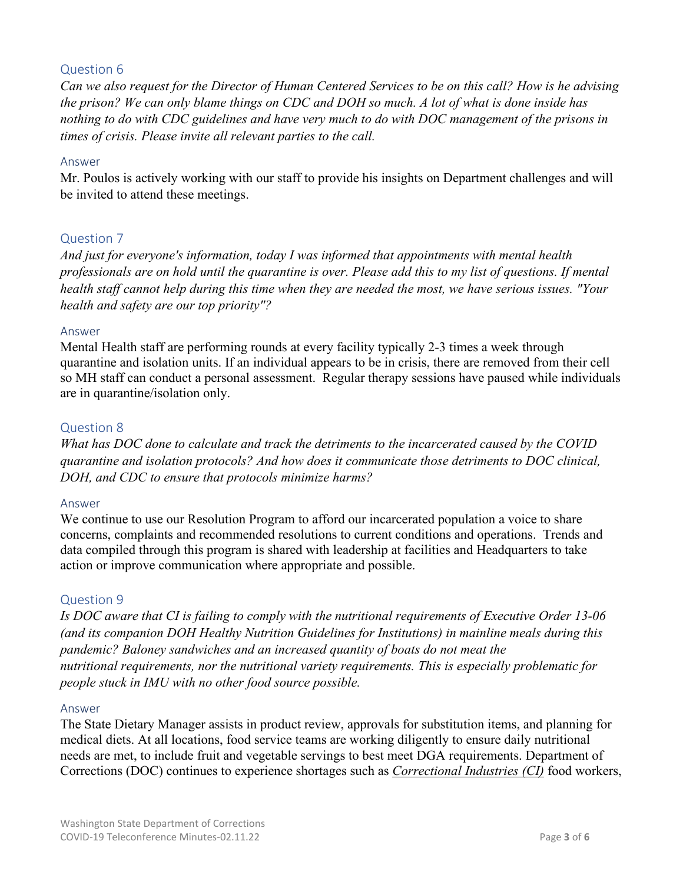## Question 6

*Can we also request for the Director of Human Centered Services to be on this call? How is he advising the prison? We can only blame things on CDC and DOH so much. A lot of what is done inside has nothing to do with CDC guidelines and have very much to do with DOC management of the prisons in times of crisis. Please invite all relevant parties to the call.*

### Answer

Mr. Poulos is actively working with our staff to provide his insights on Department challenges and will be invited to attend these meetings.

## Question 7

*And just for everyone's information, today I was informed that appointments with mental health professionals are on hold until the quarantine is over. Please add this to my list of questions. If mental health staff cannot help during this time when they are needed the most, we have serious issues. "Your health and safety are our top priority"?*

### Answer

Mental Health staff are performing rounds at every facility typically 2-3 times a week through quarantine and isolation units. If an individual appears to be in crisis, there are removed from their cell so MH staff can conduct a personal assessment. Regular therapy sessions have paused while individuals are in quarantine/isolation only.

## Question 8

*What has DOC done to calculate and track the detriments to the incarcerated caused by the COVID quarantine and isolation protocols? And how does it communicate those detriments to DOC clinical, DOH, and CDC to ensure that protocols minimize harms?*

### Answer

We continue to use our Resolution Program to afford our incarcerated population a voice to share concerns, complaints and recommended resolutions to current conditions and operations. Trends and data compiled through this program is shared with leadership at facilities and Headquarters to take action or improve communication where appropriate and possible.

## Question 9

*Is DOC aware that CI is failing to comply with the nutritional requirements of Executive Order 13-06 (and its companion DOH Healthy Nutrition Guidelines for Institutions) in mainline meals during this pandemic? Baloney sandwiches and an increased quantity of boats do not meat the nutritional requirements, nor the nutritional variety requirements. This is especially problematic for people stuck in IMU with no other food source possible.*

### Answer

The State Dietary Manager assists in product review, approvals for substitution items, and planning for medical diets. At all locations, food service teams are working diligently to ensure daily nutritional needs are met, to include fruit and vegetable servings to best meet DGA requirements. Department of Corrections (DOC) continues to experience shortages such as *Correctional Industries (CI)* food workers,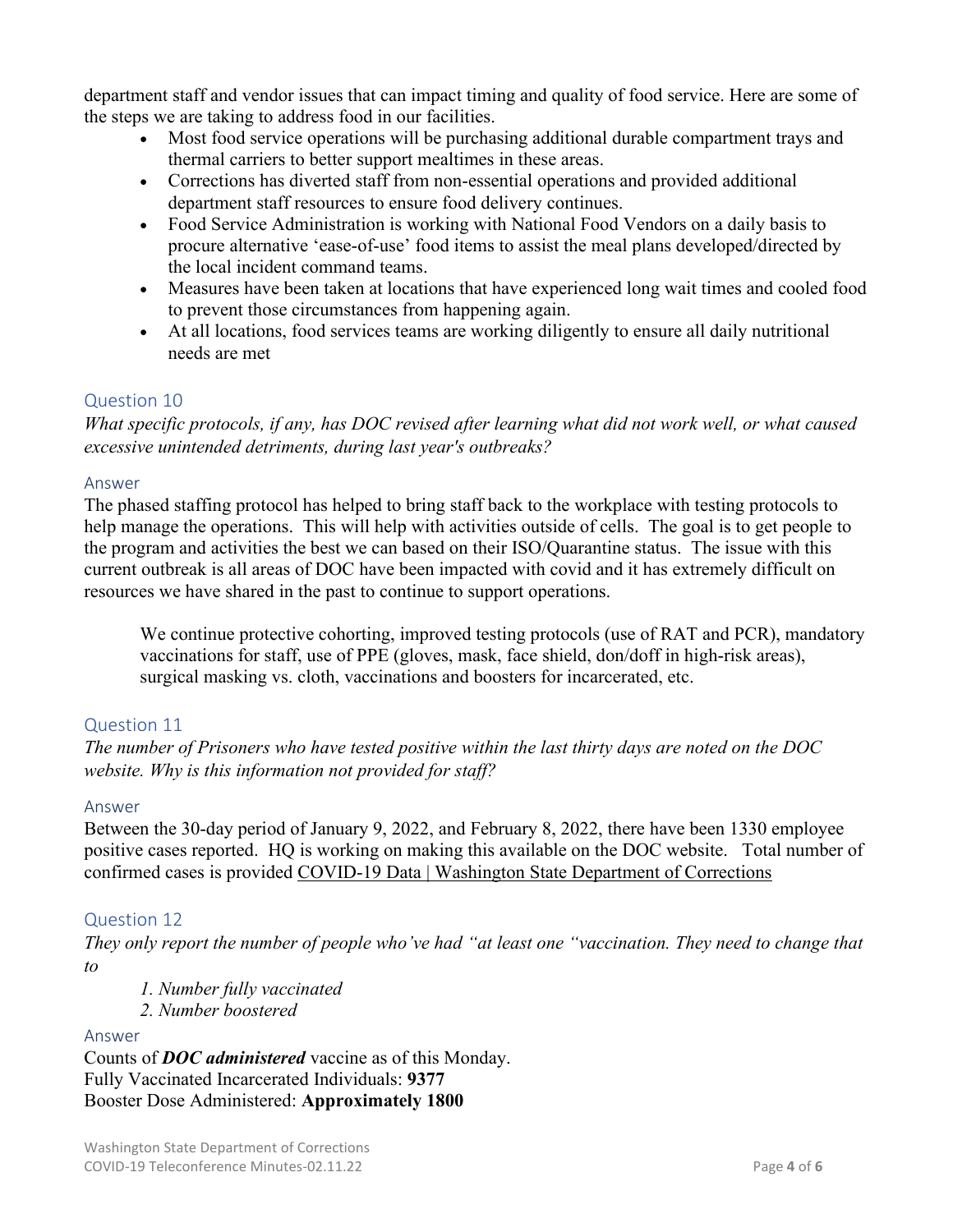department staff and vendor issues that can impact timing and quality of food service. Here are some of the steps we are taking to address food in our facilities.

- Most food service operations will be purchasing additional durable compartment trays and thermal carriers to better support mealtimes in these areas.
- Corrections has diverted staff from non-essential operations and provided additional department staff resources to ensure food delivery continues.
- Food Service Administration is working with National Food Vendors on a daily basis to procure alternative 'ease-of-use' food items to assist the meal plans developed/directed by the local incident command teams.
- Measures have been taken at locations that have experienced long wait times and cooled food to prevent those circumstances from happening again.
- At all locations, food services teams are working diligently to ensure all daily nutritional needs are met

## Question 10

*What specific protocols, if any, has DOC revised after learning what did not work well, or what caused excessive unintended detriments, during last year's outbreaks?*

### Answer

The phased staffing protocol has helped to bring staff back to the workplace with testing protocols to help manage the operations. This will help with activities outside of cells. The goal is to get people to the program and activities the best we can based on their ISO/Quarantine status. The issue with this current outbreak is all areas of DOC have been impacted with covid and it has extremely difficult on resources we have shared in the past to continue to support operations.

> We continue protective cohorting, improved testing protocols (use of RAT and PCR), mandatory vaccinations for staff, use of PPE (gloves, mask, face shield, don/doff in high-risk areas), surgical masking vs. cloth, vaccinations and boosters for incarcerated, etc.

## Question 11

*The number of Prisoners who have tested positive within the last thirty days are noted on the DOC website. Why is this information not provided for staff?*

### Answer

Between the 30-day period of January 9, 2022, and February 8, 2022, there have been 1330 employee positive cases reported. HQ is working on making this available on the DOC website. Total number of confirmed cases is provided COVID-19 Data | Washington State Department of Corrections

## Question 12

*They only report the number of people who've had "at least one "vaccination. They need to change that to*

> *1. Number fully vaccinated*
> *2. Number boostered*

### Answer

Counts of ***DOC administered*** vaccine as of this Monday.
Fully Vaccinated Incarcerated Individuals: **9377**
Booster Dose Administered: **Approximately 1800**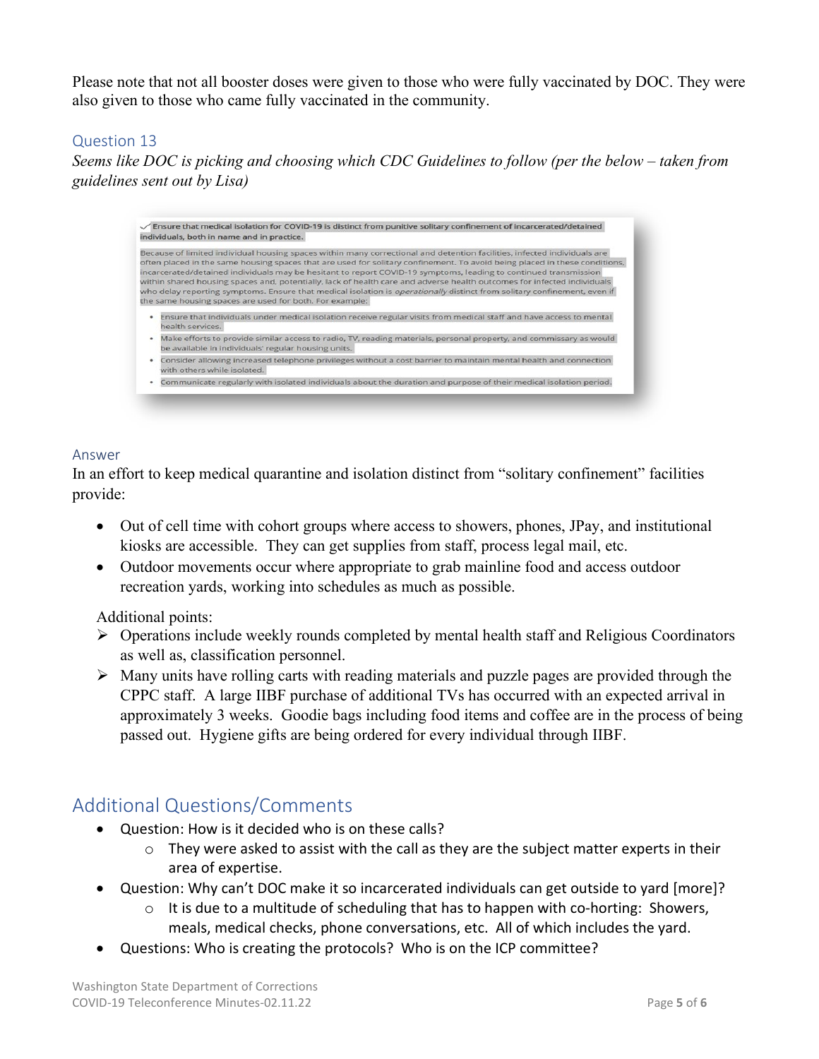Please note that not all booster doses were given to those who were fully vaccinated by DOC. They were also given to those who came fully vaccinated in the community.

### Question 13

*Seems like DOC is picking and choosing which CDC Guidelines to follow (per the below – taken from guidelines sent out by Lisa)*

> ✓ **Ensure that medical isolation for COVID-19 is distinct from punitive solitary confinement of incarcerated/detained individuals, both in name and in practice.**
>
> Because of limited individual housing spaces within many correctional and detention facilities, infected individuals are often placed in the same housing spaces that are used for solitary confinement. To avoid being placed in these conditions, incarcerated/detained individuals may be hesitant to report COVID-19 symptoms, leading to continued transmission within shared housing spaces and, potentially, lack of health care and adverse health outcomes for infected individuals who delay reporting symptoms. Ensure that medical isolation is *operationally* distinct from solitary confinement, even if the same housing spaces are used for both. For example:
>
> - Ensure that individuals under medical isolation receive regular visits from medical staff and have access to mental health services.
> - Make efforts to provide similar access to radio, TV, reading materials, personal property, and commissary as would be available in individuals' regular housing units.
> - Consider allowing increased telephone privileges without a cost barrier to maintain mental health and connection with others while isolated.
> - Communicate regularly with isolated individuals about the duration and purpose of their medical isolation period.

### Answer

In an effort to keep medical quarantine and isolation distinct from "solitary confinement" facilities provide:

- Out of cell time with cohort groups where access to showers, phones, JPay, and institutional kiosks are accessible. They can get supplies from staff, process legal mail, etc.
- Outdoor movements occur where appropriate to grab mainline food and access outdoor recreation yards, working into schedules as much as possible.

Additional points:

- Operations include weekly rounds completed by mental health staff and Religious Coordinators as well as, classification personnel.
- Many units have rolling carts with reading materials and puzzle pages are provided through the CPPC staff. A large IIBF purchase of additional TVs has occurred with an expected arrival in approximately 3 weeks. Goodie bags including food items and coffee are in the process of being passed out. Hygiene gifts are being ordered for every individual through IIBF.

## Additional Questions/Comments

- Question: How is it decided who is on these calls?
  - They were asked to assist with the call as they are the subject matter experts in their area of expertise.
- Question: Why can't DOC make it so incarcerated individuals can get outside to yard [more]?
  - It is due to a multitude of scheduling that has to happen with co-horting: Showers, meals, medical checks, phone conversations, etc. All of which includes the yard.
- Questions: Who is creating the protocols? Who is on the ICP committee?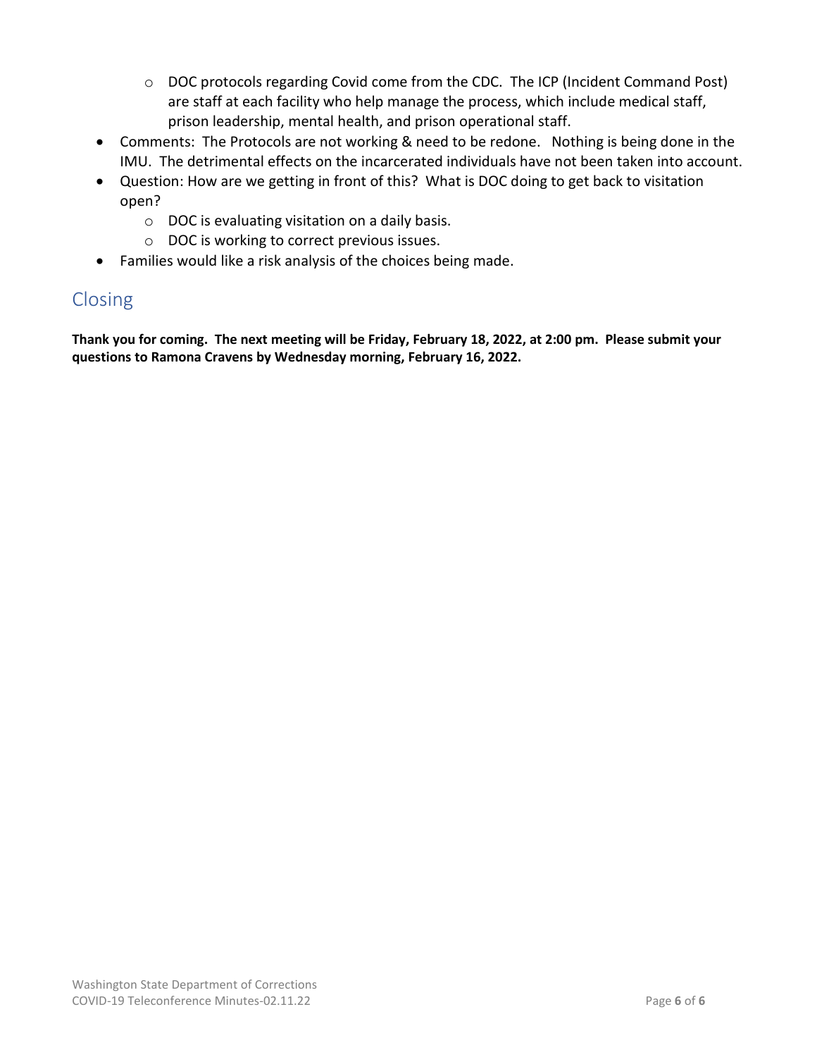- DOC protocols regarding Covid come from the CDC. The ICP (Incident Command Post) are staff at each facility who help manage the process, which include medical staff, prison leadership, mental health, and prison operational staff.
- Comments: The Protocols are not working & need to be redone. Nothing is being done in the IMU. The detrimental effects on the incarcerated individuals have not been taken into account.
- Question: How are we getting in front of this? What is DOC doing to get back to visitation open?
    - DOC is evaluating visitation on a daily basis.
    - DOC is working to correct previous issues.
- Families would like a risk analysis of the choices being made.

## Closing

**Thank you for coming. The next meeting will be Friday, February 18, 2022, at 2:00 pm. Please submit your questions to Ramona Cravens by Wednesday morning, February 16, 2022.**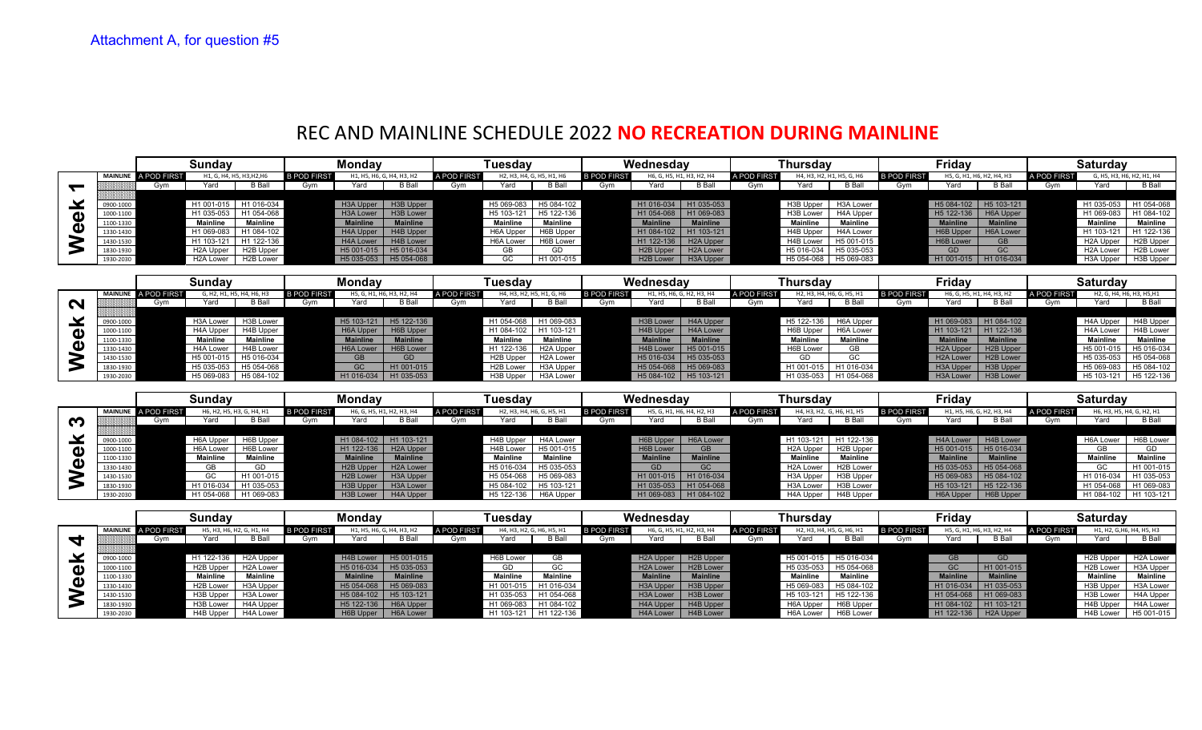Attachment A, for question #5

# REC AND MAINLINE SCHEDULE 2022 **NO RECREATION DURING MAINLINE**

## Week 1

| | Sunday | | | Monday | | | Tuesday | | | Wednesday | | | Thursday | | | Friday | | | Saturday | | |
|---|---|---|---|---|---|---|---|---|---|---|---|---|---|---|---|---|---|---|---|---|---|
| MAINLINE | A POD FIRST | H1, G, H4, H5, H3,H2,H6 | | B POD FIRST | H1, H5, H6, G, H4, H3, H2 | | A POD FIRST | H2, H3, H4, G, H5, H1, H6 | | B POD FIRST | H6, G, H5, H1, H3, H2, H4 | | A POD FIRST | H4, H3, H2, H1, H5, G, H6 | | B POD FIRST | H5, G, H1, H6, H2, H4, H3 | | A POD FIRST | G, H5, H3, H6, H2, H1, H4 | |
| | Gym | Yard | B Ball | Gym | Yard | B Ball | Gym | Yard | B Ball | Gym | Yard | B Ball | Gym | Yard | B Ball | Gym | Yard | B Ball | Gym | Yard | B Ball |
| 0900-1000 | | H1 001-015 | H1 016-034 | | H3A Upper | H3B Upper | | H5 069-083 | H5 084-102 | | H1 016-034 | H1 035-053 | | H3B Upper | H3A Lower | | H5 084-102 | H5 103-121 | | H1 035-053 | H1 054-068 |
| 1000-1100 | | H1 035-053 | H1 054-068 | | H3A Lower | H3B Lower | | H5 103-121 | H5 122-136 | | H1 054-068 | H1 069-083 | | H3B Lower | H4A Upper | | H5 122-136 | H6A Upper | | H1 069-083 | H1 084-102 |
| 1100-1330 | | Mainline | Mainline | | Mainline | Mainline | | Mainline | Mainline | | Mainline | Mainline | | Mainline | Mainline | | Mainline | Mainline | | Mainline | Mainline |
| 1330-1430 | | H1 069-083 | H1 084-102 | | H4A Upper | H4B Upper | | H6A Upper | H6B Upper | | H1 084-102 | H1 103-121 | | H4B Upper | H4A Lower | | H6B Upper | H6A Lower | | H1 103-121 | H1 122-136 |
| 1430-1530 | | H1 103-121 | H1 122-136 | | H4A Lower | H4B Lower | | H6A Lower | H6B Lower | | H1 122-136 | H2A Upper | | H4B Lower | H5 001-015 | | H6B Lower | GB | | H2A Upper | H2B Upper |
| 1830-1930 | | H2A Upper | H2B Upper | | H5 001-015 | H5 016-034 | | GB | GD | | H2B Upper | H2A Lower | | H5 016-034 | H5 035-053 | | GD | GC | | H2A Lower | H2B Lower |
| 1930-2030 | | H2A Lower | H2B Lower | | H5 035-053 | H5 054-068 | | GC | H1 001-015 | | H2B Lower | H3A Upper | | H5 054-068 | H5 069-083 | | H1 001-015 | H1 016-034 | | H3A Upper | H3B Upper |

## Week 2

| | Sunday | | | Monday | | | Tuesday | | | Wednesday | | | Thursday | | | Friday | | | Saturday | | |
|---|---|---|---|---|---|---|---|---|---|---|---|---|---|---|---|---|---|---|---|---|---|
| MAINLINE | A POD FIRST | G, H2, H1, H5, H4, H6, H3 | | B POD FIRST | H5, G, H1, H6, H3, H2, H4 | | A POD FIRST | H4, H3, H2, H5, H1, G, H6 | | B POD FIRST | H1, H5, H6, G, H2, H3, H4 | | A POD FIRST | H2, H3, H4, H6, G, H5, H1 | | B POD FIRST | H6, G, H5, H1, H4, H3, H2 | | A POD FIRST | H2, G, H4, H6, H3, H5,H1 | |
| | Gym | Yard | B Ball | Gym | Yard | B Ball | Gym | Yard | B Ball | Gym | Yard | B Ball | Gym | Yard | B Ball | Gym | Yard | B Ball | Gym | Yard | B Ball |
| 0900-1000 | | H3A Lower | H3B Lower | | H5 103-121 | H5 122-136 | | H1 054-068 | H1 069-083 | | H3B Lower | H4A Upper | | H5 122-136 | H6A Upper | | H1 069-083 | H1 084-102 | | H4A Upper | H4B Upper |
| 1000-1100 | | H4A Upper | H4B Upper | | H6A Upper | H6B Upper | | H1 084-102 | H1 103-121 | | H4B Upper | H4A Lower | | H6B Upper | H6A Lower | | H1 103-121 | H1 122-136 | | H4A Lower | H4B Lower |
| 1100-1330 | | Mainline | Mainline | | Mainline | Mainline | | Mainline | Mainline | | Mainline | Mainline | | Mainline | Mainline | | Mainline | Mainline | | Mainline | Mainline |
| 1330-1430 | | H4A Lower | H4B Lower | | H6A Lower | H6B Lower | | H1 122-136 | H2A Upper | | H4B Lower | H5 001-015 | | H6B Lower | GB | | H2A Upper | H2B Upper | | H5 001-015 | H5 016-034 |
| 1430-1530 | | H5 001-015 | H5 016-034 | | GB | GD | | H2B Upper | H2A Lower | | H5 016-034 | H5 035-053 | | GD | GC | | H2A Lower | H2B Lower | | H5 035-053 | H5 054-068 |
| 1830-1930 | | H5 035-053 | H5 054-068 | | GC | H1 001-015 | | H2B Lower | H3A Upper | | H5 054-068 | H5 069-083 | | H1 001-015 | H1 016-034 | | H3A Upper | H3B Upper | | H5 069-083 | H5 084-102 |
| 1930-2030 | | H5 069-083 | H5 084-102 | | H1 016-034 | H1 035-053 | | H3B Upper | H3A Lower | | H5 084-102 | H5 103-121 | | H1 035-053 | H1 054-068 | | H3A Lower | H3B Lower | | H5 103-121 | H5 122-136 |

## Week 3

| | Sunday | | | Monday | | | Tuesday | | | Wednesday | | | Thursday | | | Friday | | | Saturday | | |
|---|---|---|---|---|---|---|---|---|---|---|---|---|---|---|---|---|---|---|---|---|---|
| MAINLINE | A POD FIRST | H6, H2, H5, H3, G, H4, H1 | | B POD FIRST | H6, G, H5, H1, H2, H3, H4 | | A POD FIRST | H2, H3, H4, H6, G, H5, H1 | | B POD FIRST | H5, G, H1, H6, H4, H2, H3 | | A POD FIRST | H4, H3, H2, G, H6, H1, H5 | | B POD FIRST | H1, H5, H6, G, H2, H3, H4 | | A POD FIRST | H6, H3, H5, H4, G, H2, H1 | |
| | Gym | Yard | B Ball | Gym | Yard | B Ball | Gym | Yard | B Ball | Gym | Yard | B Ball | Gym | Yard | B Ball | Gym | Yard | B Ball | Gym | Yard | B Ball |
| 0900-1000 | | H6A Upper | H6B Upper | | H1 084-102 | H1 103-121 | | H4B Upper | H4A Lower | | H6B Upper | H6A Lower | | H1 103-121 | H1 122-136 | | H4A Lower | H4B Lower | | H6A Lower | H6B Lower |
| 1000-1100 | | H6A Lower | H6B Lower | | H1 122-136 | H2A Upper | | H4B Lower | H5 001-015 | | H6B Lower | GB | | H2A Upper | H2B Upper | | H5 001-015 | H5 016-034 | | GB | GD |
| 1100-1330 | | Mainline | Mainline | | Mainline | Mainline | | Mainline | Mainline | | Mainline | Mainline | | Mainline | Mainline | | Mainline | Mainline | | Mainline | Mainline |
| 1330-1430 | | GB | GD | | H2B Upper | H2A Lower | | H5 016-034 | H5 035-053 | | GD | GC | | H2A Lower | H2B Lower | | H5 035-053 | H5 054-068 | | GC | H1 001-015 |
| 1430-1530 | | GC | H1 001-015 | | H2B Lower | H3A Upper | | H5 054-068 | H5 069-083 | | H1 001-015 | H1 016-034 | | H3A Upper | H3B Upper | | H5 069-083 | H5 084-102 | | H1 016-034 | H1 035-053 |
| 1830-1930 | | H1 016-034 | H1 035-053 | | H3B Upper | H3A Lower | | H5 084-102 | H5 103-121 | | H1 035-053 | H1 054-068 | | H3A Lower | H3B Lower | | H5 103-121 | H5 122-136 | | H1 054-068 | H1 069-083 |
| 1930-2030 | | H1 054-068 | H1 069-083 | | H3B Lower | H4A Upper | | H5 122-136 | H6A Upper | | H1 069-083 | H1 084-102 | | H4A Upper | H4B Upper | | H6A Upper | H6B Upper | | H1 084-102 | H1 103-121 |

## Week 4

| | Sunday | | | Monday | | | Tuesday | | | Wednesday | | | Thursday | | | Friday | | | Saturday | | |
|---|---|---|---|---|---|---|---|---|---|---|---|---|---|---|---|---|---|---|---|---|---|
| MAINLINE | A POD FIRST | H5, H3, H6, H2, G, H1, H4 | | B POD FIRST | H1, H5, H6, G, H4, H3, H2 | | A POD FIRST | H4, H3, H2, G, H6, H5, H1 | | B POD FIRST | H6, G, H5, H1, H2, H3, H4 | | A POD FIRST | H2, H3, H4, H5, G, H6, H1 | | B POD FIRST | H5, G, H1, H6, H3, H2, H4 | | A POD FIRST | H1, H2, G,H6, H4, H5, H3 | |
| | Gym | Yard | B Ball | Gym | Yard | B Ball | Gym | Yard | B Ball | Gym | Yard | B Ball | Gym | Yard | B Ball | Gym | Yard | B Ball | Gym | Yard | B Ball |
| 0900-1000 | | H1 122-136 | H2A Upper | | H4B Lower | H5 001-015 | | H6B Lower | GB | | H2A Upper | H2B Upper | | H5 001-015 | H5 016-034 | | GB | GD | | H2B Upper | H2A Lower |
| 1000-1100 | | H2B Upper | H2A Lower | | H5 016-034 | H5 035-053 | | GD | GC | | H2A Lower | H2B Lower | | H5 035-053 | H5 054-068 | | GC | H1 001-015 | | H2B Lower | H3A Upper |
| 1100-1330 | | Mainline | Mainline | | Mainline | Mainline | | Mainline | Mainline | | Mainline | Mainline | | Mainline | Mainline | | Mainline | Mainline | | Mainline | Mainline |
| 1330-1430 | | H2B Lower | H3A Upper | | H5 054-068 | H5 069-083 | | H1 001-015 | H1 016-034 | | H3A Upper | H3B Upper | | H5 069-083 | H5 084-102 | | H1 016-034 | H1 035-053 | | H3B Upper | H3A Lower |
| 1430-1530 | | H3B Upper | H3A Lower | | H5 084-102 | H5 103-121 | | H1 035-053 | H1 054-068 | | H3A Lower | H3B Lower | | H5 103-121 | H5 122-136 | | H1 054-068 | H1 069-083 | | H3B Lower | H4A Upper |
| 1830-1930 | | H3B Lower | H4A Upper | | H5 122-136 | H6A Upper | | H1 069-083 | H1 084-102 | | H4A Upper | H4B Upper | | H6A Upper | H6B Upper | | H1 084-102 | H1 103-121 | | H4B Upper | H4A Lower |
| 1930-2030 | | H4B Upper | H4A Lower | | H6B Upper | H6A Lower | | H1 103-121 | H1 122-136 | | H4A Lower | H4B Lower | | H6A Lower | H6B Lower | | H1 122-136 | H2A Upper | | H4B Lower | H5 001-015 |